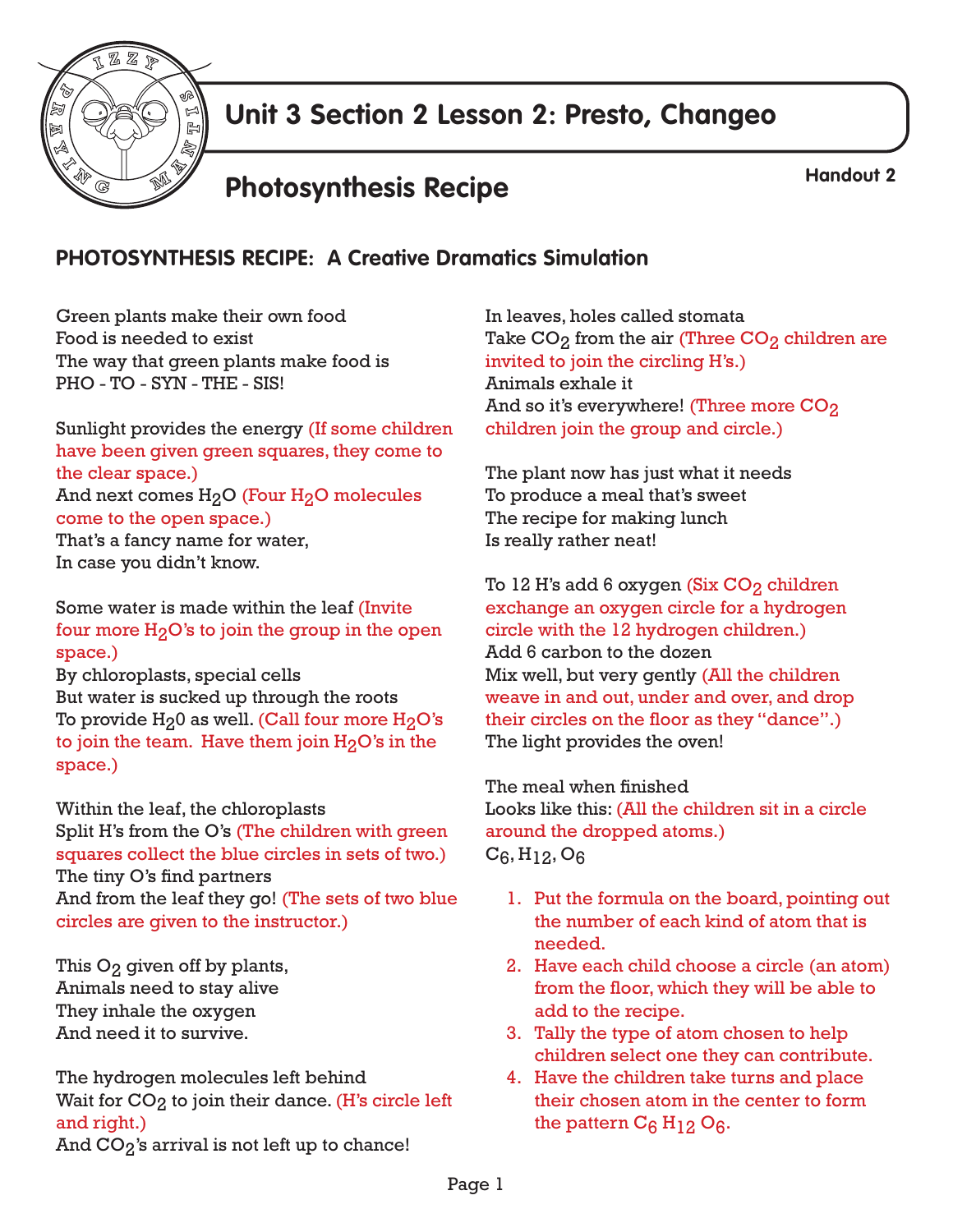# Unit 3 Section 2 Lesson 2: Presto, Changeo

## Photosynthesis Recipe

Handout 2

### PHOTOSYNTHESIS RECIPE: A Creative Dramatics Simulation

Green plants make their own food
Food is needed to exist
The way that green plants make food is
PHO - TO - SYN - THE - SIS!

Sunlight provides the energy (If some children have been given green squares, they come to the clear space.)
And next comes $H_2O$ (Four $H_2O$ molecules come to the open space.)
That's a fancy name for water,
In case you didn't know.

Some water is made within the leaf (Invite four more $H_2O$'s to join the group in the open space.)
By chloroplasts, special cells
But water is sucked up through the roots
To provide $H_20$ as well. (Call four more $H_2O$'s to join the team. Have them join $H_2O$'s in the space.)

Within the leaf, the chloroplasts
Split H's from the O's (The children with green squares collect the blue circles in sets of two.)
The tiny O's find partners
And from the leaf they go! (The sets of two blue circles are given to the instructor.)

This $O_2$ given off by plants,
Animals need to stay alive
They inhale the oxygen
And need it to survive.

The hydrogen molecules left behind
Wait for $CO_2$ to join their dance. (H's circle left and right.)
And $CO_2$'s arrival is not left up to chance!

In leaves, holes called stomata
Take $CO_2$ from the air (Three $CO_2$ children are invited to join the circling H's.)
Animals exhale it
And so it's everywhere! (Three more $CO_2$ children join the group and circle.)

The plant now has just what it needs
To produce a meal that's sweet
The recipe for making lunch
Is really rather neat!

To 12 H's add 6 oxygen (Six $CO_2$ children exchange an oxygen circle for a hydrogen circle with the 12 hydrogen children.)
Add 6 carbon to the dozen
Mix well, but very gently (All the children weave in and out, under and over, and drop their circles on the floor as they "dance".)
The light provides the oven!

The meal when finished
Looks like this: (All the children sit in a circle around the dropped atoms.)
$C_6, H_{12}, O_6$

1. Put the formula on the board, pointing out the number of each kind of atom that is needed.
2. Have each child choose a circle (an atom) from the floor, which they will be able to add to the recipe.
3. Tally the type of atom chosen to help children select one they can contribute.
4. Have the children take turns and place their chosen atom in the center to form the pattern $C_6 H_{12} O_6$.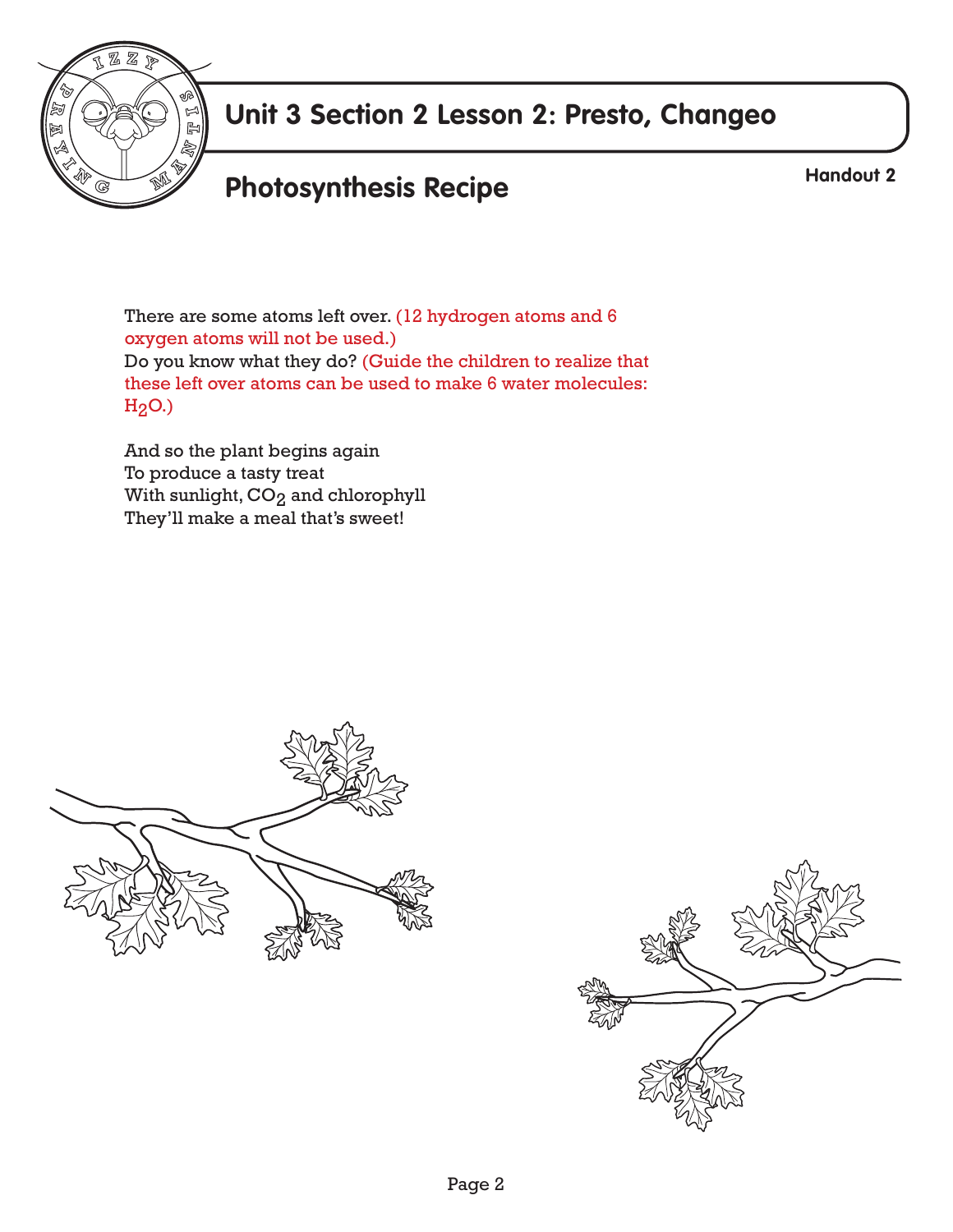# Unit 3 Section 2 Lesson 2: Presto, Changeo

## Photosynthesis Recipe

**Handout 2**

There are some atoms left over. (12 hydrogen atoms and 6 oxygen atoms will not be used.)
Do you know what they do? (Guide the children to realize that these left over atoms can be used to make 6 water molecules: $H_2O$.)

And so the plant begins again
To produce a tasty treat
With sunlight, $CO_2$ and chlorophyll
They'll make a meal that's sweet!